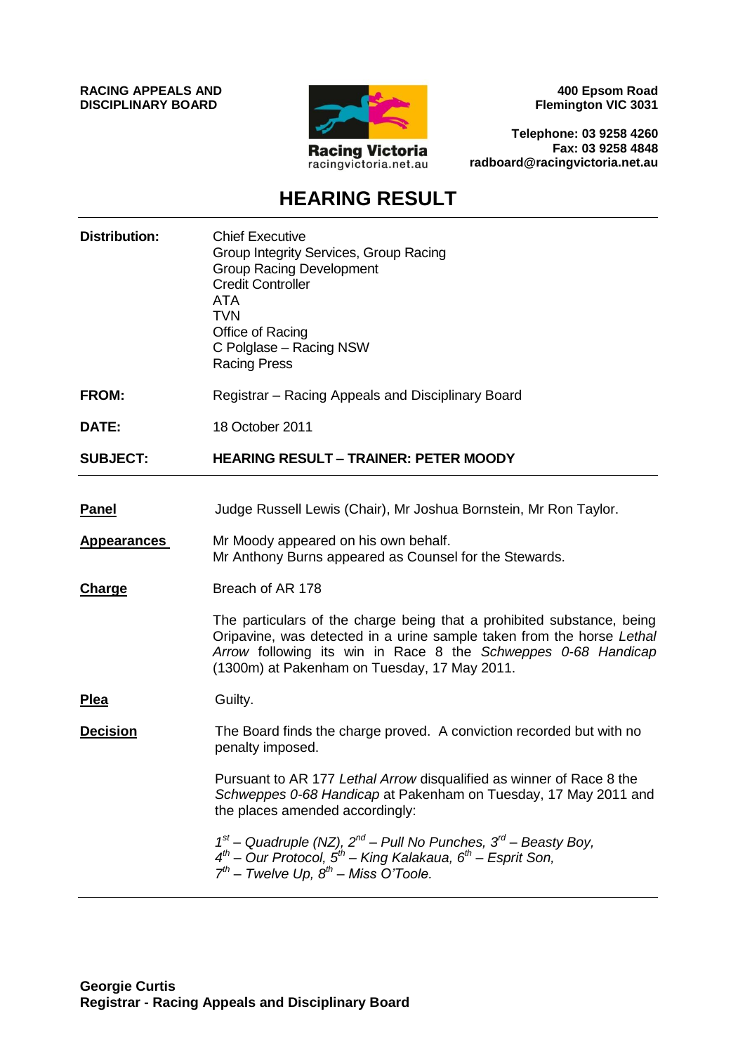**RACING APPEALS AND DISCIPLINARY BOARD**

Racing Victoria
racingvictoria.net.au

**400 Epsom Road**
**Flemington VIC 3031**

**Telephone: 03 9258 4260**
**Fax: 03 9258 4848**
**radboard@racingvictoria.net.au**

# HEARING RESULT

**Distribution:**

Chief Executive
Group Integrity Services, Group Racing
Group Racing Development
Credit Controller
ATA
TVN
Office of Racing
C Polglase – Racing NSW
Racing Press

**FROM:** Registrar – Racing Appeals and Disciplinary Board

**DATE:** 18 October 2011

**SUBJECT:** **HEARING RESULT – TRAINER: PETER MOODY**

---

**Panel**

Judge Russell Lewis (Chair), Mr Joshua Bornstein, Mr Ron Taylor.

**Appearances**

Mr Moody appeared on his own behalf.
Mr Anthony Burns appeared as Counsel for the Stewards.

**Charge**

Breach of AR 178

The particulars of the charge being that a prohibited substance, being Oripavine, was detected in a urine sample taken from the horse *Lethal Arrow* following its win in Race 8 the *Schweppes 0-68 Handicap* (1300m) at Pakenham on Tuesday, 17 May 2011.

**Plea**

Guilty.

**Decision**

The Board finds the charge proved. A conviction recorded but with no penalty imposed.

Pursuant to AR 177 *Lethal Arrow* disqualified as winner of Race 8 the *Schweppes 0-68 Handicap* at Pakenham on Tuesday, 17 May 2011 and the places amended accordingly:

*1st – Quadruple (NZ), 2nd – Pull No Punches, 3rd – Beasty Boy,*
*4th – Our Protocol, 5th – King Kalakaua, 6th – Esprit Son,*
*7th – Twelve Up, 8th – Miss O'Toole.*

---

**Georgie Curtis**
**Registrar - Racing Appeals and Disciplinary Board**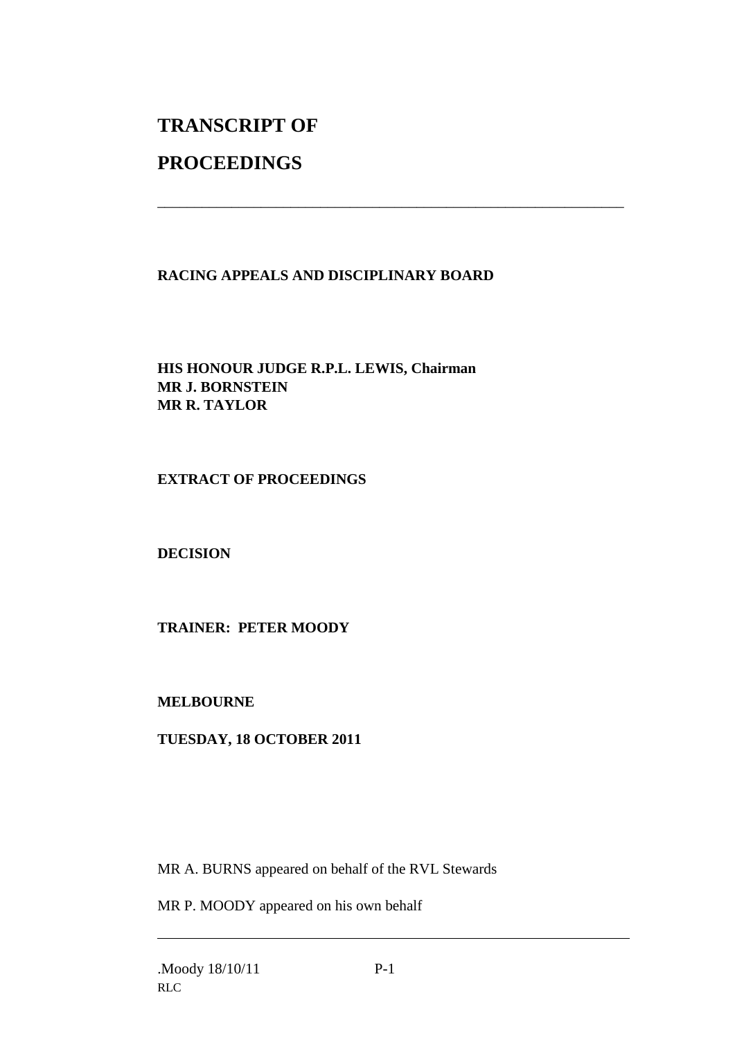# TRANSCRIPT OF

# PROCEEDINGS

---

**RACING APPEALS AND DISCIPLINARY BOARD**

**HIS HONOUR JUDGE R.P.L. LEWIS, Chairman**
**MR J. BORNSTEIN**
**MR R. TAYLOR**

**EXTRACT OF PROCEEDINGS**

**DECISION**

**TRAINER: PETER MOODY**

**MELBOURNE**

**TUESDAY, 18 OCTOBER 2011**

MR A. BURNS appeared on behalf of the RVL Stewards

MR P. MOODY appeared on his own behalf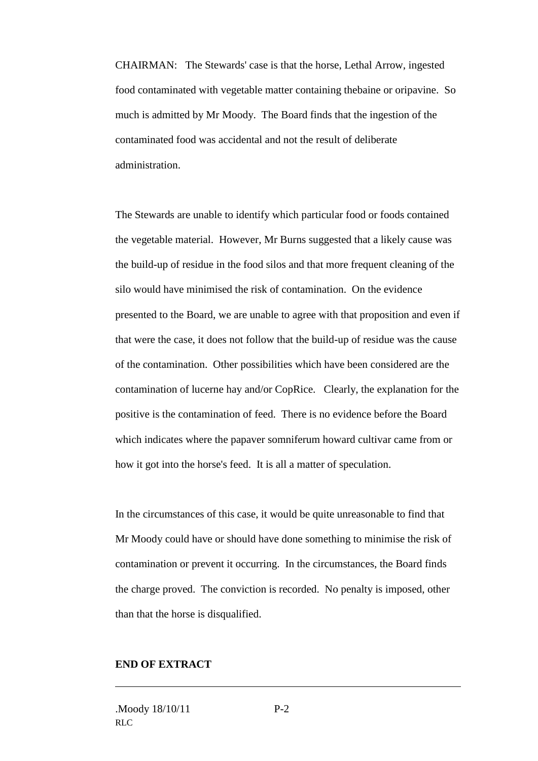CHAIRMAN: The Stewards' case is that the horse, Lethal Arrow, ingested food contaminated with vegetable matter containing thebaine or oripavine. So much is admitted by Mr Moody. The Board finds that the ingestion of the contaminated food was accidental and not the result of deliberate administration.

The Stewards are unable to identify which particular food or foods contained the vegetable material. However, Mr Burns suggested that a likely cause was the build-up of residue in the food silos and that more frequent cleaning of the silo would have minimised the risk of contamination. On the evidence presented to the Board, we are unable to agree with that proposition and even if that were the case, it does not follow that the build-up of residue was the cause of the contamination. Other possibilities which have been considered are the contamination of lucerne hay and/or CopRice. Clearly, the explanation for the positive is the contamination of feed. There is no evidence before the Board which indicates where the papaver somniferum howard cultivar came from or how it got into the horse's feed. It is all a matter of speculation.

In the circumstances of this case, it would be quite unreasonable to find that Mr Moody could have or should have done something to minimise the risk of contamination or prevent it occurring. In the circumstances, the Board finds the charge proved. The conviction is recorded. No penalty is imposed, other than that the horse is disqualified.

**END OF EXTRACT**